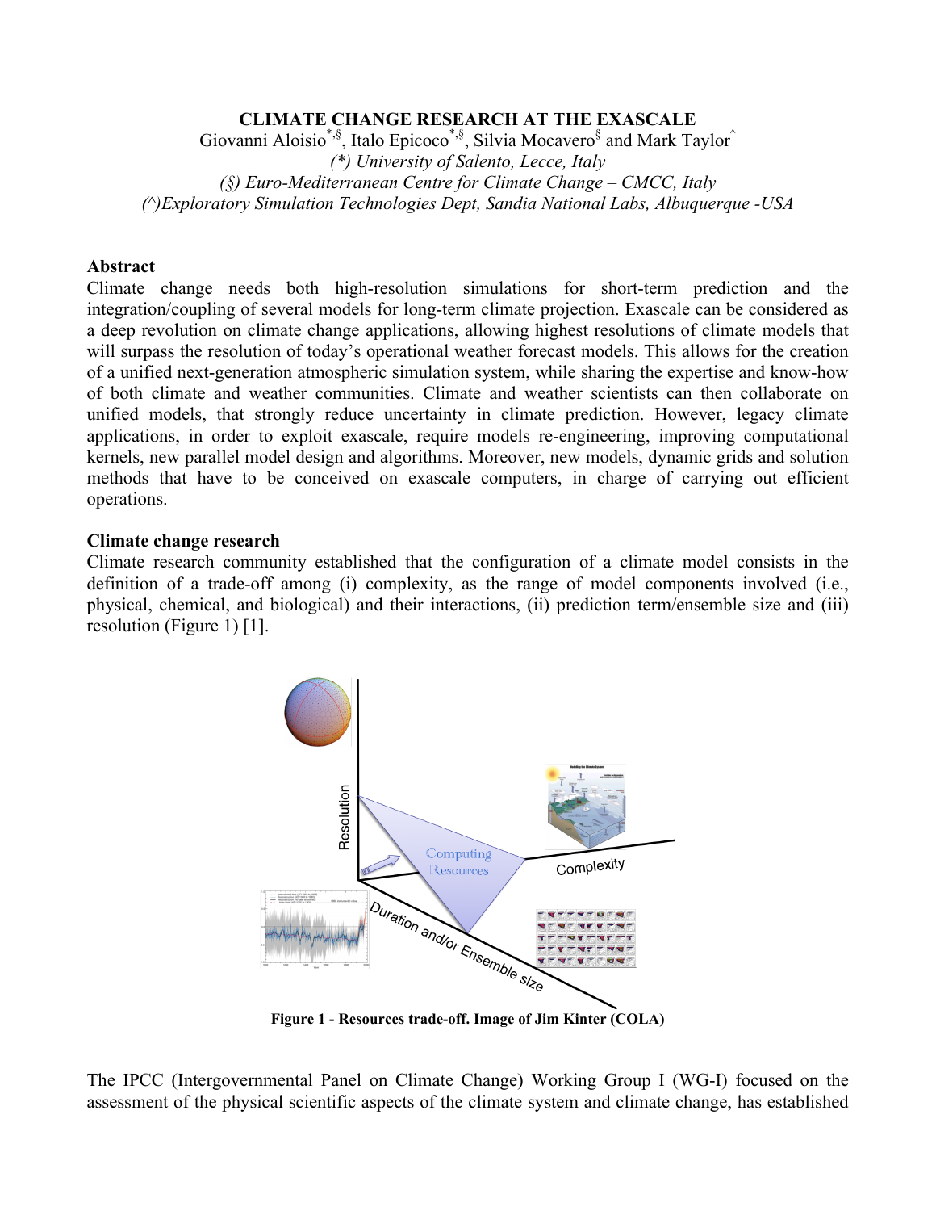# CLIMATE CHANGE RESEARCH AT THE EXASCALE

Giovanni Aloisio[*,§], Italo Epicoco[*,§], Silvia Mocavero[§] and Mark Taylor[^]

*(\*) University of Salento, Lecce, Italy*

*(§) Euro-Mediterranean Centre for Climate Change – CMCC, Italy*

*(^)Exploratory Simulation Technologies Dept, Sandia National Labs, Albuquerque -USA*

## Abstract

Climate change needs both high-resolution simulations for short-term prediction and the integration/coupling of several models for long-term climate projection. Exascale can be considered as a deep revolution on climate change applications, allowing highest resolutions of climate models that will surpass the resolution of today's operational weather forecast models. This allows for the creation of a unified next-generation atmospheric simulation system, while sharing the expertise and know-how of both climate and weather communities. Climate and weather scientists can then collaborate on unified models, that strongly reduce uncertainty in climate prediction. However, legacy climate applications, in order to exploit exascale, require models re-engineering, improving computational kernels, new parallel model design and algorithms. Moreover, new models, dynamic grids and solution methods that have to be conceived on exascale computers, in charge of carrying out efficient operations.

## Climate change research

Climate research community established that the configuration of a climate model consists in the definition of a trade-off among (i) complexity, as the range of model components involved (i.e., physical, chemical, and biological) and their interactions, (ii) prediction term/ensemble size and (iii) resolution (Figure 1) [1].

**Figure 1 - Resources trade-off. Image of Jim Kinter (COLA)**

The IPCC (Intergovernmental Panel on Climate Change) Working Group I (WG-I) focused on the assessment of the physical scientific aspects of the climate system and climate change, has established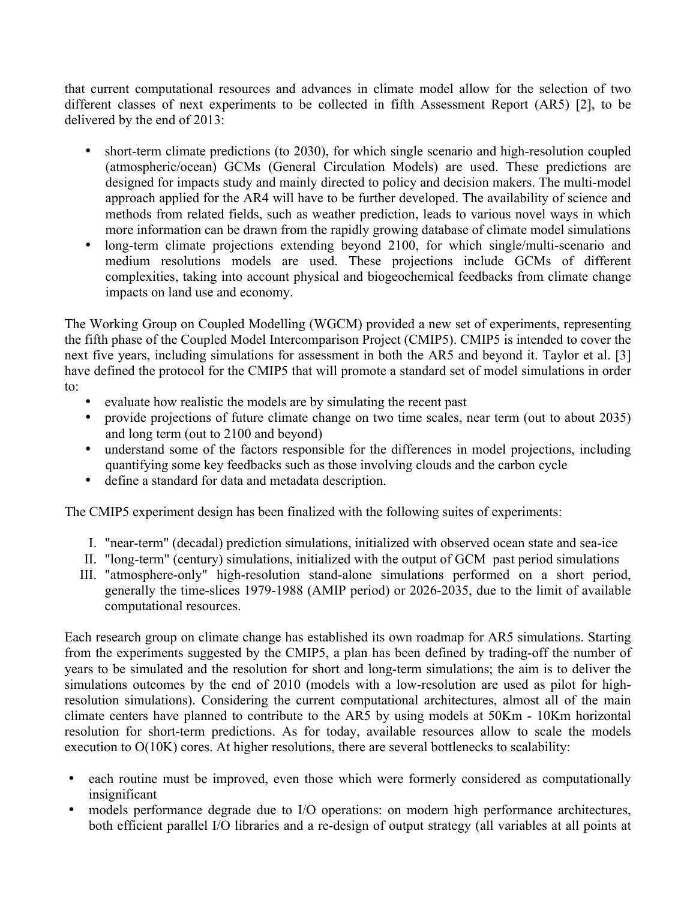that current computational resources and advances in climate model allow for the selection of two different classes of next experiments to be collected in fifth Assessment Report (AR5) [2], to be delivered by the end of 2013:

- short-term climate predictions (to 2030), for which single scenario and high-resolution coupled (atmospheric/ocean) GCMs (General Circulation Models) are used. These predictions are designed for impacts study and mainly directed to policy and decision makers. The multi-model approach applied for the AR4 will have to be further developed. The availability of science and methods from related fields, such as weather prediction, leads to various novel ways in which more information can be drawn from the rapidly growing database of climate model simulations
- long-term climate projections extending beyond 2100, for which single/multi-scenario and medium resolutions models are used. These projections include GCMs of different complexities, taking into account physical and biogeochemical feedbacks from climate change impacts on land use and economy.

The Working Group on Coupled Modelling (WGCM) provided a new set of experiments, representing the fifth phase of the Coupled Model Intercomparison Project (CMIP5). CMIP5 is intended to cover the next five years, including simulations for assessment in both the AR5 and beyond it. Taylor et al. [3] have defined the protocol for the CMIP5 that will promote a standard set of model simulations in order to:

- evaluate how realistic the models are by simulating the recent past
- provide projections of future climate change on two time scales, near term (out to about 2035) and long term (out to 2100 and beyond)
- understand some of the factors responsible for the differences in model projections, including quantifying some key feedbacks such as those involving clouds and the carbon cycle
- define a standard for data and metadata description.

The CMIP5 experiment design has been finalized with the following suites of experiments:

I. "near-term" (decadal) prediction simulations, initialized with observed ocean state and sea-ice
II. "long-term" (century) simulations, initialized with the output of GCM past period simulations
III. "atmosphere-only" high-resolution stand-alone simulations performed on a short period, generally the time-slices 1979-1988 (AMIP period) or 2026-2035, due to the limit of available computational resources.

Each research group on climate change has established its own roadmap for AR5 simulations. Starting from the experiments suggested by the CMIP5, a plan has been defined by trading-off the number of years to be simulated and the resolution for short and long-term simulations; the aim is to deliver the simulations outcomes by the end of 2010 (models with a low-resolution are used as pilot for high-resolution simulations). Considering the current computational architectures, almost all of the main climate centers have planned to contribute to the AR5 by using models at 50Km - 10Km horizontal resolution for short-term predictions. As for today, available resources allow to scale the models execution to O(10K) cores. At higher resolutions, there are several bottlenecks to scalability:

- each routine must be improved, even those which were formerly considered as computationally insignificant
- models performance degrade due to I/O operations: on modern high performance architectures, both efficient parallel I/O libraries and a re-design of output strategy (all variables at all points at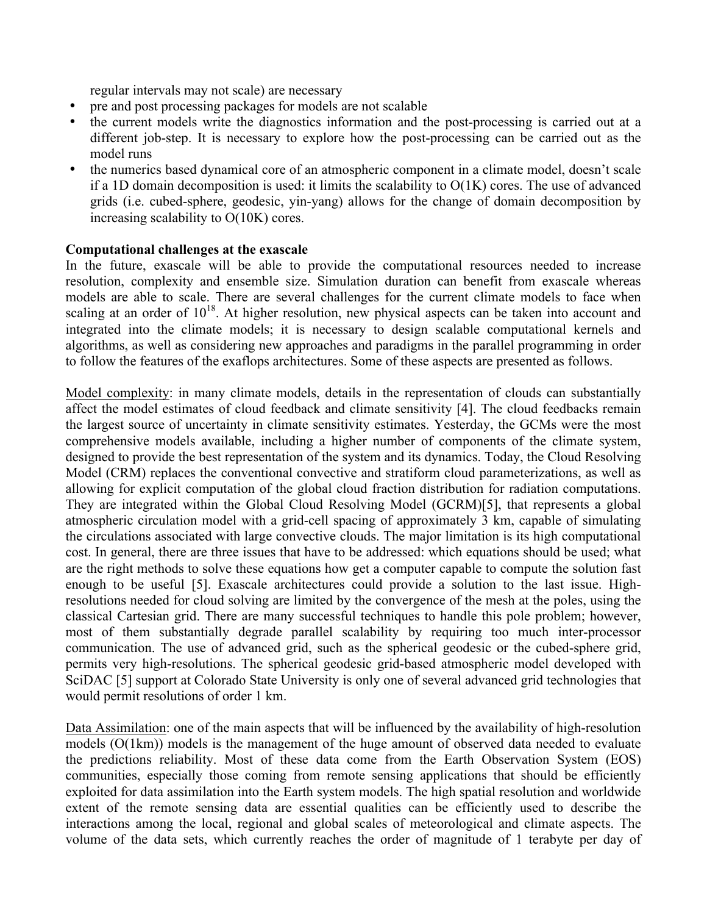regular intervals may not scale) are necessary

- pre and post processing packages for models are not scalable
- the current models write the diagnostics information and the post-processing is carried out at a different job-step. It is necessary to explore how the post-processing can be carried out as the model runs
- the numerics based dynamical core of an atmospheric component in a climate model, doesn't scale if a 1D domain decomposition is used: it limits the scalability to O(1K) cores. The use of advanced grids (i.e. cubed-sphere, geodesic, yin-yang) allows for the change of domain decomposition by increasing scalability to O(10K) cores.

**Computational challenges at the exascale**

In the future, exascale will be able to provide the computational resources needed to increase resolution, complexity and ensemble size. Simulation duration can benefit from exascale whereas models are able to scale. There are several challenges for the current climate models to face when scaling at an order of $10^{18}$. At higher resolution, new physical aspects can be taken into account and integrated into the climate models; it is necessary to design scalable computational kernels and algorithms, as well as considering new approaches and paradigms in the parallel programming in order to follow the features of the exaflops architectures. Some of these aspects are presented as follows.

Model complexity: in many climate models, details in the representation of clouds can substantially affect the model estimates of cloud feedback and climate sensitivity [4]. The cloud feedbacks remain the largest source of uncertainty in climate sensitivity estimates. Yesterday, the GCMs were the most comprehensive models available, including a higher number of components of the climate system, designed to provide the best representation of the system and its dynamics. Today, the Cloud Resolving Model (CRM) replaces the conventional convective and stratiform cloud parameterizations, as well as allowing for explicit computation of the global cloud fraction distribution for radiation computations. They are integrated within the Global Cloud Resolving Model (GCRM)[5], that represents a global atmospheric circulation model with a grid-cell spacing of approximately 3 km, capable of simulating the circulations associated with large convective clouds. The major limitation is its high computational cost. In general, there are three issues that have to be addressed: which equations should be used; what are the right methods to solve these equations how get a computer capable to compute the solution fast enough to be useful [5]. Exascale architectures could provide a solution to the last issue. High-resolutions needed for cloud solving are limited by the convergence of the mesh at the poles, using the classical Cartesian grid. There are many successful techniques to handle this pole problem; however, most of them substantially degrade parallel scalability by requiring too much inter-processor communication. The use of advanced grid, such as the spherical geodesic or the cubed-sphere grid, permits very high-resolutions. The spherical geodesic grid-based atmospheric model developed with SciDAC [5] support at Colorado State University is only one of several advanced grid technologies that would permit resolutions of order 1 km.

Data Assimilation: one of the main aspects that will be influenced by the availability of high-resolution models (O(1km)) models is the management of the huge amount of observed data needed to evaluate the predictions reliability. Most of these data come from the Earth Observation System (EOS) communities, especially those coming from remote sensing applications that should be efficiently exploited for data assimilation into the Earth system models. The high spatial resolution and worldwide extent of the remote sensing data are essential qualities can be efficiently used to describe the interactions among the local, regional and global scales of meteorological and climate aspects. The volume of the data sets, which currently reaches the order of magnitude of 1 terabyte per day of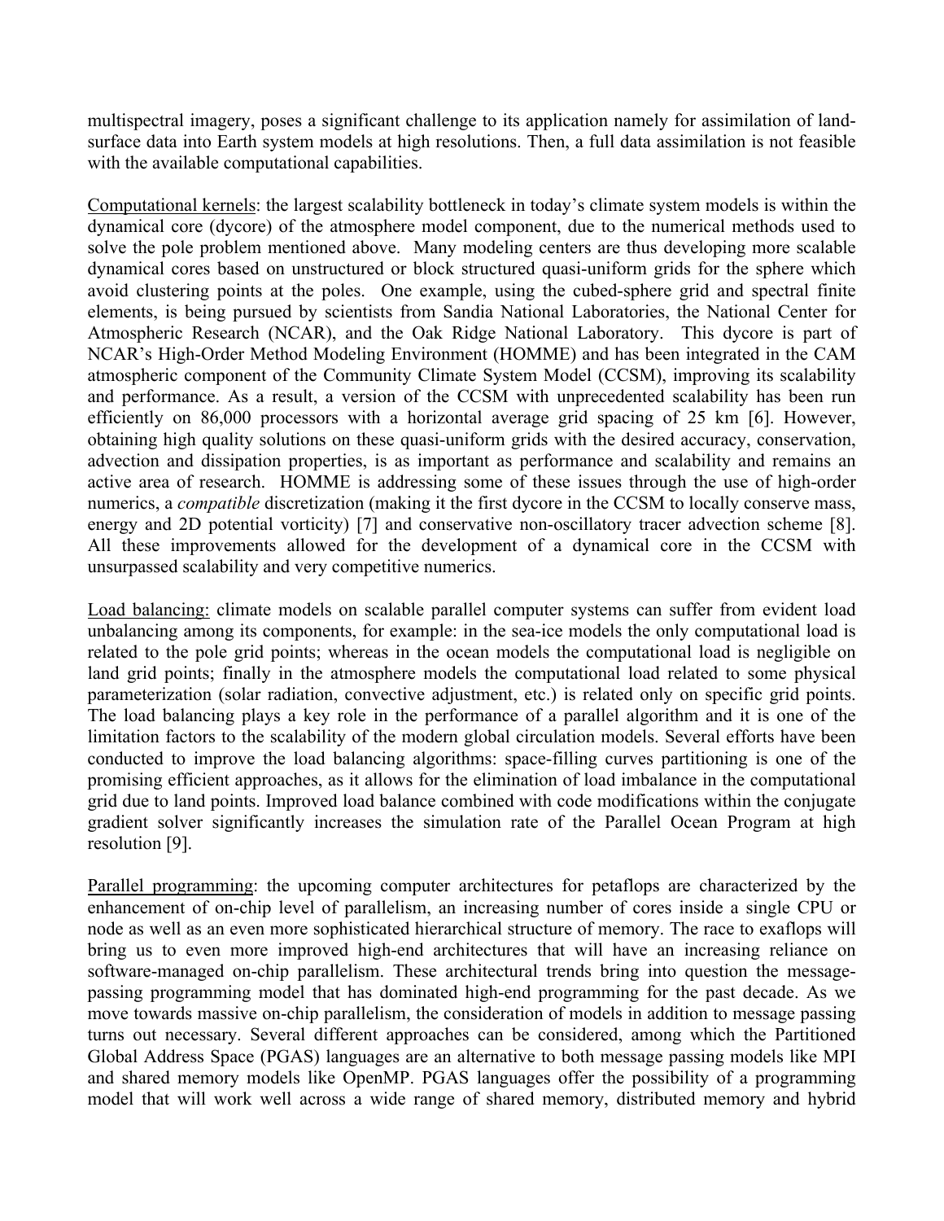multispectral imagery, poses a significant challenge to its application namely for assimilation of land-surface data into Earth system models at high resolutions. Then, a full data assimilation is not feasible with the available computational capabilities.

Computational kernels: the largest scalability bottleneck in today's climate system models is within the dynamical core (dycore) of the atmosphere model component, due to the numerical methods used to solve the pole problem mentioned above. Many modeling centers are thus developing more scalable dynamical cores based on unstructured or block structured quasi-uniform grids for the sphere which avoid clustering points at the poles. One example, using the cubed-sphere grid and spectral finite elements, is being pursued by scientists from Sandia National Laboratories, the National Center for Atmospheric Research (NCAR), and the Oak Ridge National Laboratory. This dycore is part of NCAR's High-Order Method Modeling Environment (HOMME) and has been integrated in the CAM atmospheric component of the Community Climate System Model (CCSM), improving its scalability and performance. As a result, a version of the CCSM with unprecedented scalability has been run efficiently on 86,000 processors with a horizontal average grid spacing of 25 km [6]. However, obtaining high quality solutions on these quasi-uniform grids with the desired accuracy, conservation, advection and dissipation properties, is as important as performance and scalability and remains an active area of research. HOMME is addressing some of these issues through the use of high-order numerics, a *compatible* discretization (making it the first dycore in the CCSM to locally conserve mass, energy and 2D potential vorticity) [7] and conservative non-oscillatory tracer advection scheme [8]. All these improvements allowed for the development of a dynamical core in the CCSM with unsurpassed scalability and very competitive numerics.

Load balancing: climate models on scalable parallel computer systems can suffer from evident load unbalancing among its components, for example: in the sea-ice models the only computational load is related to the pole grid points; whereas in the ocean models the computational load is negligible on land grid points; finally in the atmosphere models the computational load related to some physical parameterization (solar radiation, convective adjustment, etc.) is related only on specific grid points. The load balancing plays a key role in the performance of a parallel algorithm and it is one of the limitation factors to the scalability of the modern global circulation models. Several efforts have been conducted to improve the load balancing algorithms: space-filling curves partitioning is one of the promising efficient approaches, as it allows for the elimination of load imbalance in the computational grid due to land points. Improved load balance combined with code modifications within the conjugate gradient solver significantly increases the simulation rate of the Parallel Ocean Program at high resolution [9].

Parallel programming: the upcoming computer architectures for petaflops are characterized by the enhancement of on-chip level of parallelism, an increasing number of cores inside a single CPU or node as well as an even more sophisticated hierarchical structure of memory. The race to exaflops will bring us to even more improved high-end architectures that will have an increasing reliance on software-managed on-chip parallelism. These architectural trends bring into question the message-passing programming model that has dominated high-end programming for the past decade. As we move towards massive on-chip parallelism, the consideration of models in addition to message passing turns out necessary. Several different approaches can be considered, among which the Partitioned Global Address Space (PGAS) languages are an alternative to both message passing models like MPI and shared memory models like OpenMP. PGAS languages offer the possibility of a programming model that will work well across a wide range of shared memory, distributed memory and hybrid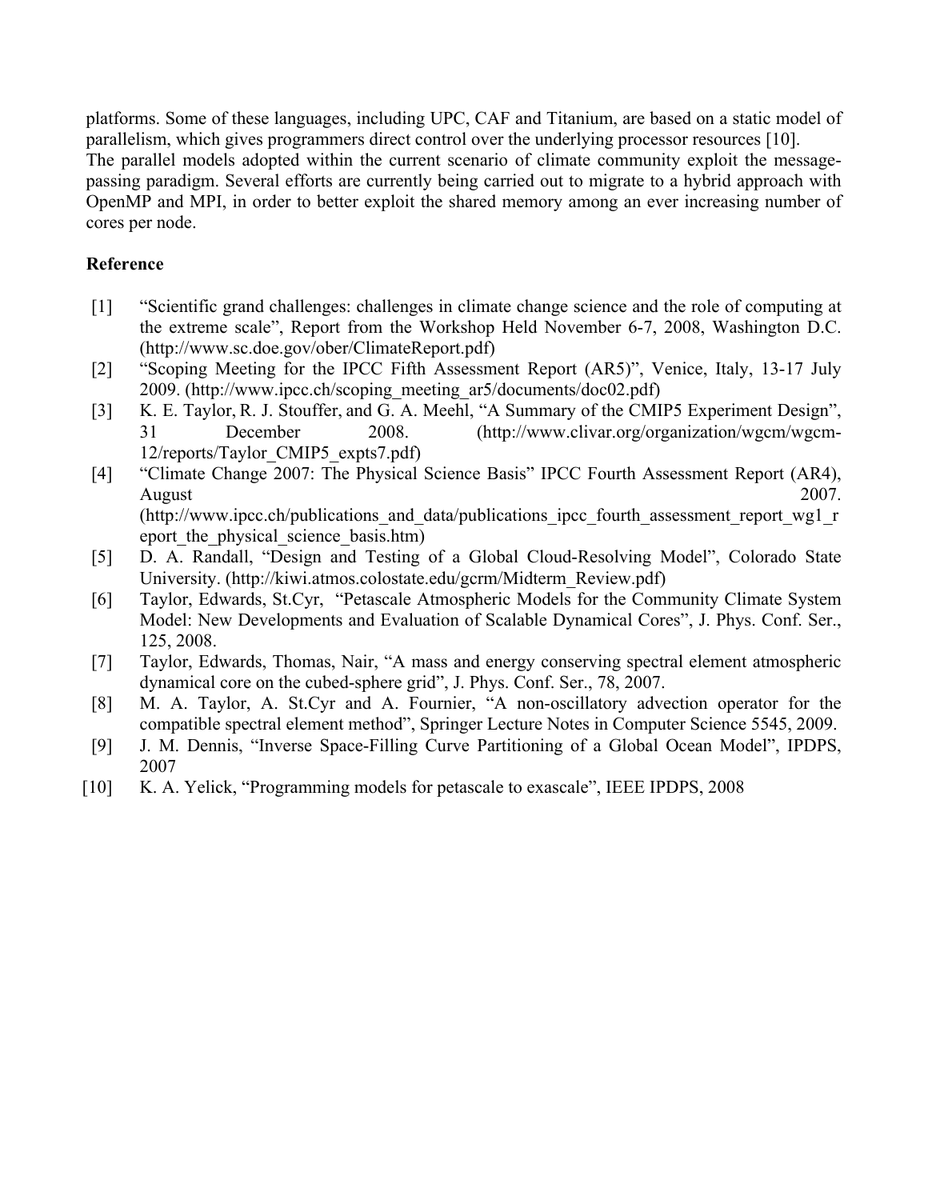platforms. Some of these languages, including UPC, CAF and Titanium, are based on a static model of parallelism, which gives programmers direct control over the underlying processor resources [10].
The parallel models adopted within the current scenario of climate community exploit the message-passing paradigm. Several efforts are currently being carried out to migrate to a hybrid approach with OpenMP and MPI, in order to better exploit the shared memory among an ever increasing number of cores per node.

**Reference**

[1] "Scientific grand challenges: challenges in climate change science and the role of computing at the extreme scale", Report from the Workshop Held November 6-7, 2008, Washington D.C. (http://www.sc.doe.gov/ober/ClimateReport.pdf)

[2] "Scoping Meeting for the IPCC Fifth Assessment Report (AR5)", Venice, Italy, 13-17 July 2009. (http://www.ipcc.ch/scoping_meeting_ar5/documents/doc02.pdf)

[3] K. E. Taylor, R. J. Stouffer, and G. A. Meehl, "A Summary of the CMIP5 Experiment Design", 31 December 2008. (http://www.clivar.org/organization/wgcm/wgcm-12/reports/Taylor_CMIP5_expts7.pdf)

[4] "Climate Change 2007: The Physical Science Basis" IPCC Fourth Assessment Report (AR4), August 2007. (http://www.ipcc.ch/publications_and_data/publications_ipcc_fourth_assessment_report_wg1_report_the_physical_science_basis.htm)

[5] D. A. Randall, "Design and Testing of a Global Cloud-Resolving Model", Colorado State University. (http://kiwi.atmos.colostate.edu/gcrm/Midterm_Review.pdf)

[6] Taylor, Edwards, St.Cyr, "Petascale Atmospheric Models for the Community Climate System Model: New Developments and Evaluation of Scalable Dynamical Cores", J. Phys. Conf. Ser., 125, 2008.

[7] Taylor, Edwards, Thomas, Nair, "A mass and energy conserving spectral element atmospheric dynamical core on the cubed-sphere grid", J. Phys. Conf. Ser., 78, 2007.

[8] M. A. Taylor, A. St.Cyr and A. Fournier, "A non-oscillatory advection operator for the compatible spectral element method", Springer Lecture Notes in Computer Science 5545, 2009.

[9] J. M. Dennis, "Inverse Space-Filling Curve Partitioning of a Global Ocean Model", IPDPS, 2007

[10] K. A. Yelick, "Programming models for petascale to exascale", IEEE IPDPS, 2008